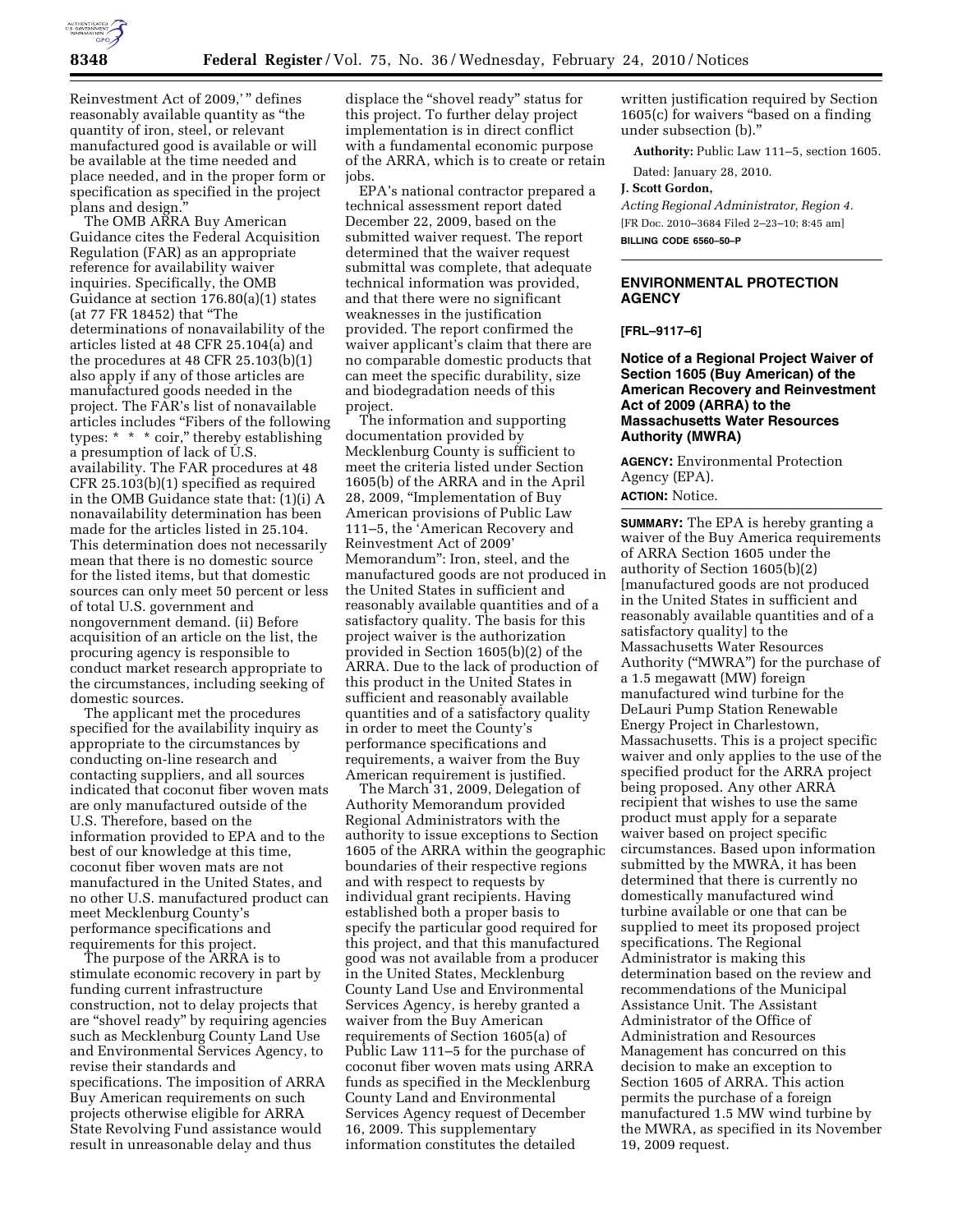Reinvestment Act of 2009,' " defines reasonably available quantity as "the quantity of iron, steel, or relevant manufactured good is available or will be available at the time needed and place needed, and in the proper form or specification as specified in the project plans and design."

The OMB ARRA Buy American Guidance cites the Federal Acquisition Regulation (FAR) as an appropriate reference for availability waiver inquiries. Specifically, the OMB Guidance at section 176.80(a)(1) states (at 77 FR 18452) that "The determinations of nonavailability of the articles listed at 48 CFR 25.104(a) and the procedures at 48 CFR 25.103(b)(1) also apply if any of those articles are manufactured goods needed in the project. The FAR's list of nonavailable articles includes "Fibers of the following types: * * * coir," thereby establishing a presumption of lack of U.S. availability. The FAR procedures at 48 CFR 25.103(b)(1) specified as required in the OMB Guidance state that: (1)(i) A nonavailability determination has been made for the articles listed in 25.104. This determination does not necessarily mean that there is no domestic source for the listed items, but that domestic sources can only meet 50 percent or less of total U.S. government and nongovernment demand. (ii) Before acquisition of an article on the list, the procuring agency is responsible to conduct market research appropriate to the circumstances, including seeking of domestic sources.

The applicant met the procedures specified for the availability inquiry as appropriate to the circumstances by conducting on-line research and contacting suppliers, and all sources indicated that coconut fiber woven mats are only manufactured outside of the U.S. Therefore, based on the information provided to EPA and to the best of our knowledge at this time, coconut fiber woven mats are not manufactured in the United States, and no other U.S. manufactured product can meet Mecklenburg County's performance specifications and requirements for this project.

The purpose of the ARRA is to stimulate economic recovery in part by funding current infrastructure construction, not to delay projects that are "shovel ready" by requiring agencies such as Mecklenburg County Land Use and Environmental Services Agency, to revise their standards and specifications. The imposition of ARRA Buy American requirements on such projects otherwise eligible for ARRA State Revolving Fund assistance would result in unreasonable delay and thus displace the "shovel ready" status for this project. To further delay project implementation is in direct conflict with a fundamental economic purpose of the ARRA, which is to create or retain jobs.

EPA's national contractor prepared a technical assessment report dated December 22, 2009, based on the submitted waiver request. The report determined that the waiver request submittal was complete, that adequate technical information was provided, and that there were no significant weaknesses in the justification provided. The report confirmed the waiver applicant's claim that there are no comparable domestic products that can meet the specific durability, size and biodegradation needs of this project.

The information and supporting documentation provided by Mecklenburg County is sufficient to meet the criteria listed under Section 1605(b) of the ARRA and in the April 28, 2009, "Implementation of Buy American provisions of Public Law 111–5, the 'American Recovery and Reinvestment Act of 2009' Memorandum": Iron, steel, and the manufactured goods are not produced in the United States in sufficient and reasonably available quantities and of a satisfactory quality. The basis for this project waiver is the authorization provided in Section 1605(b)(2) of the ARRA. Due to the lack of production of this product in the United States in sufficient and reasonably available quantities and of a satisfactory quality in order to meet the County's performance specifications and requirements, a waiver from the Buy American requirement is justified.

The March 31, 2009, Delegation of Authority Memorandum provided Regional Administrators with the authority to issue exceptions to Section 1605 of the ARRA within the geographic boundaries of their respective regions and with respect to requests by individual grant recipients. Having established both a proper basis to specify the particular good required for this project, and that this manufactured good was not available from a producer in the United States, Mecklenburg County Land Use and Environmental Services Agency, is hereby granted a waiver from the Buy American requirements of Section 1605(a) of Public Law 111–5 for the purchase of coconut fiber woven mats using ARRA funds as specified in the Mecklenburg County Land and Environmental Services Agency request of December 16, 2009. This supplementary information constitutes the detailed written justification required by Section 1605(c) for waivers "based on a finding under subsection (b)."

**Authority:** Public Law 111–5, section 1605.

Dated: January 28, 2010.

**J. Scott Gordon,**

*Acting Regional Administrator, Region 4.*

[FR Doc. 2010–3684 Filed 2–23–10; 8:45 am]

**BILLING CODE 6560–50–P**

---

## ENVIRONMENTAL PROTECTION AGENCY

**[FRL–9117–6]**

### Notice of a Regional Project Waiver of Section 1605 (Buy American) of the American Recovery and Reinvestment Act of 2009 (ARRA) to the Massachusetts Water Resources Authority (MWRA)

**AGENCY:** Environmental Protection Agency (EPA).

**ACTION:** Notice.

**SUMMARY:** The EPA is hereby granting a waiver of the Buy America requirements of ARRA Section 1605 under the authority of Section 1605(b)(2) [manufactured goods are not produced in the United States in sufficient and reasonably available quantities and of a satisfactory quality] to the Massachusetts Water Resources Authority ("MWRA") for the purchase of a 1.5 megawatt (MW) foreign manufactured wind turbine for the DeLauri Pump Station Renewable Energy Project in Charlestown, Massachusetts. This is a project specific waiver and only applies to the use of the specified product for the ARRA project being proposed. Any other ARRA recipient that wishes to use the same product must apply for a separate waiver based on project specific circumstances. Based upon information submitted by the MWRA, it has been determined that there is currently no domestically manufactured wind turbine available or one that can be supplied to meet its proposed project specifications. The Regional Administrator is making this determination based on the review and recommendations of the Municipal Assistance Unit. The Assistant Administrator of the Office of Administration and Resources Management has concurred on this decision to make an exception to Section 1605 of ARRA. This action permits the purchase of a foreign manufactured 1.5 MW wind turbine by the MWRA, as specified in its November 19, 2009 request.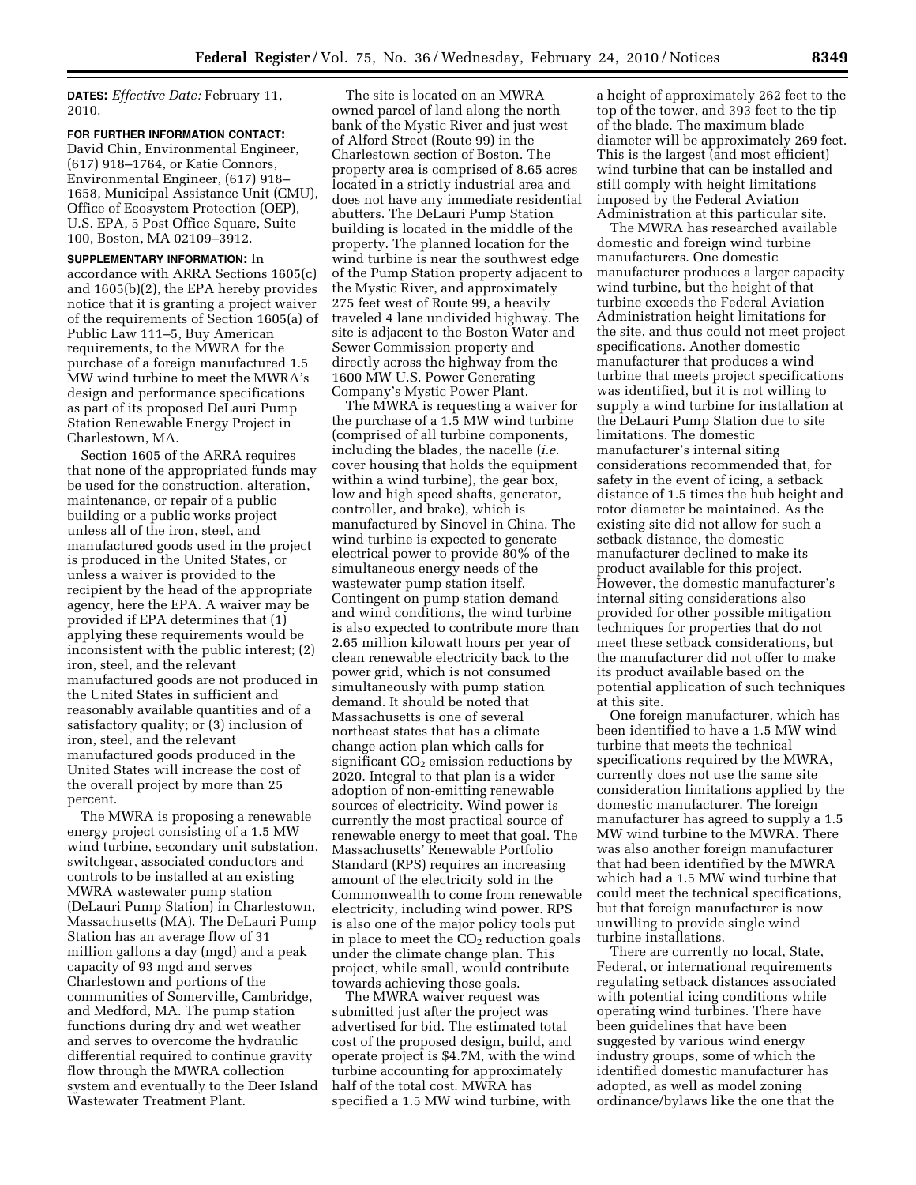**DATES:** *Effective Date:* February 11, 2010.

**FOR FURTHER INFORMATION CONTACT:** David Chin, Environmental Engineer, (617) 918–1764, or Katie Connors, Environmental Engineer, (617) 918–1658, Municipal Assistance Unit (CMU), Office of Ecosystem Protection (OEP), U.S. EPA, 5 Post Office Square, Suite 100, Boston, MA 02109–3912.

**SUPPLEMENTARY INFORMATION:** In accordance with ARRA Sections 1605(c) and 1605(b)(2), the EPA hereby provides notice that it is granting a project waiver of the requirements of Section 1605(a) of Public Law 111–5, Buy American requirements, to the MWRA for the purchase of a foreign manufactured 1.5 MW wind turbine to meet the MWRA's design and performance specifications as part of its proposed DeLauri Pump Station Renewable Energy Project in Charlestown, MA.

Section 1605 of the ARRA requires that none of the appropriated funds may be used for the construction, alteration, maintenance, or repair of a public building or a public works project unless all of the iron, steel, and manufactured goods used in the project is produced in the United States, or unless a waiver is provided to the recipient by the head of the appropriate agency, here the EPA. A waiver may be provided if EPA determines that (1) applying these requirements would be inconsistent with the public interest; (2) iron, steel, and the relevant manufactured goods are not produced in the United States in sufficient and reasonably available quantities and of a satisfactory quality; or (3) inclusion of iron, steel, and the relevant manufactured goods produced in the United States will increase the cost of the overall project by more than 25 percent.

The MWRA is proposing a renewable energy project consisting of a 1.5 MW wind turbine, secondary unit substation, switchgear, associated conductors and controls to be installed at an existing MWRA wastewater pump station (DeLauri Pump Station) in Charlestown, Massachusetts (MA). The DeLauri Pump Station has an average flow of 31 million gallons a day (mgd) and a peak capacity of 93 mgd and serves Charlestown and portions of the communities of Somerville, Cambridge, and Medford, MA. The pump station functions during dry and wet weather and serves to overcome the hydraulic differential required to continue gravity flow through the MWRA collection system and eventually to the Deer Island Wastewater Treatment Plant.

The site is located on an MWRA owned parcel of land along the north bank of the Mystic River and just west of Alford Street (Route 99) in the Charlestown section of Boston. The property area is comprised of 8.65 acres located in a strictly industrial area and does not have any immediate residential abutters. The DeLauri Pump Station building is located in the middle of the property. The planned location for the wind turbine is near the southwest edge of the Pump Station property adjacent to the Mystic River, and approximately 275 feet west of Route 99, a heavily traveled 4 lane undivided highway. The site is adjacent to the Boston Water and Sewer Commission property and directly across the highway from the 1600 MW U.S. Power Generating Company's Mystic Power Plant.

The MWRA is requesting a waiver for the purchase of a 1.5 MW wind turbine (comprised of all turbine components, including the blades, the nacelle (*i.e.* cover housing that holds the equipment within a wind turbine), the gear box, low and high speed shafts, generator, controller, and brake), which is manufactured by Sinovel in China. The wind turbine is expected to generate electrical power to provide 80% of the simultaneous energy needs of the wastewater pump station itself. Contingent on pump station demand and wind conditions, the wind turbine is also expected to contribute more than 2.65 million kilowatt hours per year of clean renewable electricity back to the power grid, which is not consumed simultaneously with pump station demand. It should be noted that Massachusetts is one of several northeast states that has a climate change action plan which calls for significant $CO_2$ emission reductions by 2020. Integral to that plan is a wider adoption of non-emitting renewable sources of electricity. Wind power is currently the most practical source of renewable energy to meet that goal. The Massachusetts' Renewable Portfolio Standard (RPS) requires an increasing amount of the electricity sold in the Commonwealth to come from renewable electricity, including wind power. RPS is also one of the major policy tools put in place to meet the $CO_2$ reduction goals under the climate change plan. This project, while small, would contribute towards achieving those goals.

The MWRA waiver request was submitted just after the project was advertised for bid. The estimated total cost of the proposed design, build, and operate project is $4.7M, with the wind turbine accounting for approximately half of the total cost. MWRA has specified a 1.5 MW wind turbine, with a height of approximately 262 feet to the top of the tower, and 393 feet to the tip of the blade. The maximum blade diameter will be approximately 269 feet. This is the largest (and most efficient) wind turbine that can be installed and still comply with height limitations imposed by the Federal Aviation Administration at this particular site.

The MWRA has researched available domestic and foreign wind turbine manufacturers. One domestic manufacturer produces a larger capacity wind turbine, but the height of that turbine exceeds the Federal Aviation Administration height limitations for the site, and thus could not meet project specifications. Another domestic manufacturer that produces a wind turbine that meets project specifications was identified, but it is not willing to supply a wind turbine for installation at the DeLauri Pump Station due to site limitations. The domestic manufacturer's internal siting considerations recommended that, for safety in the event of icing, a setback distance of 1.5 times the hub height and rotor diameter be maintained. As the existing site did not allow for such a setback distance, the domestic manufacturer declined to make its product available for this project. However, the domestic manufacturer's internal siting considerations also provided for other possible mitigation techniques for properties that do not meet these setback considerations, but the manufacturer did not offer to make its product available based on the potential application of such techniques at this site.

One foreign manufacturer, which has been identified to have a 1.5 MW wind turbine that meets the technical specifications required by the MWRA, currently does not use the same site consideration limitations applied by the domestic manufacturer. The foreign manufacturer has agreed to supply a 1.5 MW wind turbine to the MWRA. There was also another foreign manufacturer that had been identified by the MWRA which had a 1.5 MW wind turbine that could meet the technical specifications, but that foreign manufacturer is now unwilling to provide single wind turbine installations.

There are currently no local, State, Federal, or international requirements regulating setback distances associated with potential icing conditions while operating wind turbines. There have been guidelines that have been suggested by various wind energy industry groups, some of which the identified domestic manufacturer has adopted, as well as model zoning ordinance/bylaws like the one that the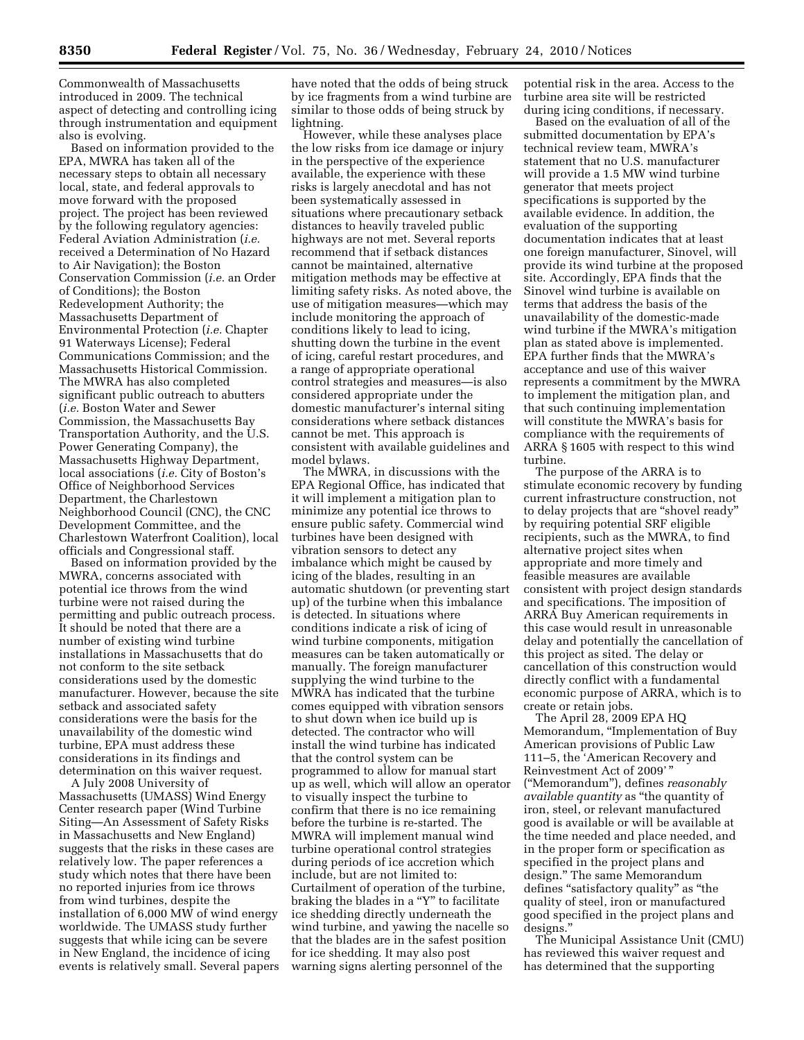Commonwealth of Massachusetts introduced in 2009. The technical aspect of detecting and controlling icing through instrumentation and equipment also is evolving.

Based on information provided to the EPA, MWRA has taken all of the necessary steps to obtain all necessary local, state, and federal approvals to move forward with the proposed project. The project has been reviewed by the following regulatory agencies: Federal Aviation Administration (*i.e.* received a Determination of No Hazard to Air Navigation); the Boston Conservation Commission (*i.e.* an Order of Conditions); the Boston Redevelopment Authority; the Massachusetts Department of Environmental Protection (*i.e.* Chapter 91 Waterways License); Federal Communications Commission; and the Massachusetts Historical Commission. The MWRA has also completed significant public outreach to abutters (*i.e.* Boston Water and Sewer Commission, the Massachusetts Bay Transportation Authority, and the U.S. Power Generating Company), the Massachusetts Highway Department, local associations (*i.e.* City of Boston's Office of Neighborhood Services Department, the Charlestown Neighborhood Council (CNC), the CNC Development Committee, and the Charlestown Waterfront Coalition), local officials and Congressional staff.

Based on information provided by the MWRA, concerns associated with potential ice throws from the wind turbine were not raised during the permitting and public outreach process. It should be noted that there are a number of existing wind turbine installations in Massachusetts that do not conform to the site setback considerations used by the domestic manufacturer. However, because the site setback and associated safety considerations were the basis for the unavailability of the domestic wind turbine, EPA must address these considerations in its findings and determination on this waiver request.

A July 2008 University of Massachusetts (UMASS) Wind Energy Center research paper (Wind Turbine Siting—An Assessment of Safety Risks in Massachusetts and New England) suggests that the risks in these cases are relatively low. The paper references a study which notes that there have been no reported injuries from ice throws from wind turbines, despite the installation of 6,000 MW of wind energy worldwide. The UMASS study further suggests that while icing can be severe in New England, the incidence of icing events is relatively small. Several papers have noted that the odds of being struck by ice fragments from a wind turbine are similar to those odds of being struck by lightning.

However, while these analyses place the low risks from ice damage or injury in the perspective of the experience available, the experience with these risks is largely anecdotal and has not been systematically assessed in situations where precautionary setback distances to heavily traveled public highways are not met. Several reports recommend that if setback distances cannot be maintained, alternative mitigation methods may be effective at limiting safety risks. As noted above, the use of mitigation measures—which may include monitoring the approach of conditions likely to lead to icing, shutting down the turbine in the event of icing, careful restart procedures, and a range of appropriate operational control strategies and measures—is also considered appropriate under the domestic manufacturer's internal siting considerations where setback distances cannot be met. This approach is consistent with available guidelines and model bylaws.

The MWRA, in discussions with the EPA Regional Office, has indicated that it will implement a mitigation plan to minimize any potential ice throws to ensure public safety. Commercial wind turbines have been designed with vibration sensors to detect any imbalance which might be caused by icing of the blades, resulting in an automatic shutdown (or preventing start up) of the turbine when this imbalance is detected. In situations where conditions indicate a risk of icing of wind turbine components, mitigation measures can be taken automatically or manually. The foreign manufacturer supplying the wind turbine to the MWRA has indicated that the turbine comes equipped with vibration sensors to shut down when ice build up is detected. The contractor who will install the wind turbine has indicated that the control system can be programmed to allow for manual start up as well, which will allow an operator to visually inspect the turbine to confirm that there is no ice remaining before the turbine is re-started. The MWRA will implement manual wind turbine operational control strategies during periods of ice accretion which include, but are not limited to: Curtailment of operation of the turbine, braking the blades in a "Y" to facilitate ice shedding directly underneath the wind turbine, and yawing the nacelle so that the blades are in the safest position for ice shedding. It may also post warning signs alerting personnel of the potential risk in the area. Access to the turbine area site will be restricted during icing conditions, if necessary.

Based on the evaluation of all of the submitted documentation by EPA's technical review team, MWRA's statement that no U.S. manufacturer will provide a 1.5 MW wind turbine generator that meets project specifications is supported by the available evidence. In addition, the evaluation of the supporting documentation indicates that at least one foreign manufacturer, Sinovel, will provide its wind turbine at the proposed site. Accordingly, EPA finds that the Sinovel wind turbine is available on terms that address the basis of the unavailability of the domestic-made wind turbine if the MWRA's mitigation plan as stated above is implemented. EPA further finds that the MWRA's acceptance and use of this waiver represents a commitment by the MWRA to implement the mitigation plan, and that such continuing implementation will constitute the MWRA's basis for compliance with the requirements of ARRA § 1605 with respect to this wind turbine.

The purpose of the ARRA is to stimulate economic recovery by funding current infrastructure construction, not to delay projects that are "shovel ready" by requiring potential SRF eligible recipients, such as the MWRA, to find alternative project sites when appropriate and more timely and feasible measures are available consistent with project design standards and specifications. The imposition of ARRA Buy American requirements in this case would result in unreasonable delay and potentially the cancellation of this project as sited. The delay or cancellation of this construction would directly conflict with a fundamental economic purpose of ARRA, which is to create or retain jobs.

The April 28, 2009 EPA HQ Memorandum, "Implementation of Buy American provisions of Public Law 111–5, the 'American Recovery and Reinvestment Act of 2009' " ("Memorandum"), defines *reasonably available quantity* as "the quantity of iron, steel, or relevant manufactured good is available or will be available at the time needed and place needed, and in the proper form or specification as specified in the project plans and design." The same Memorandum defines "satisfactory quality" as "the quality of steel, iron or manufactured good specified in the project plans and designs."

The Municipal Assistance Unit (CMU) has reviewed this waiver request and has determined that the supporting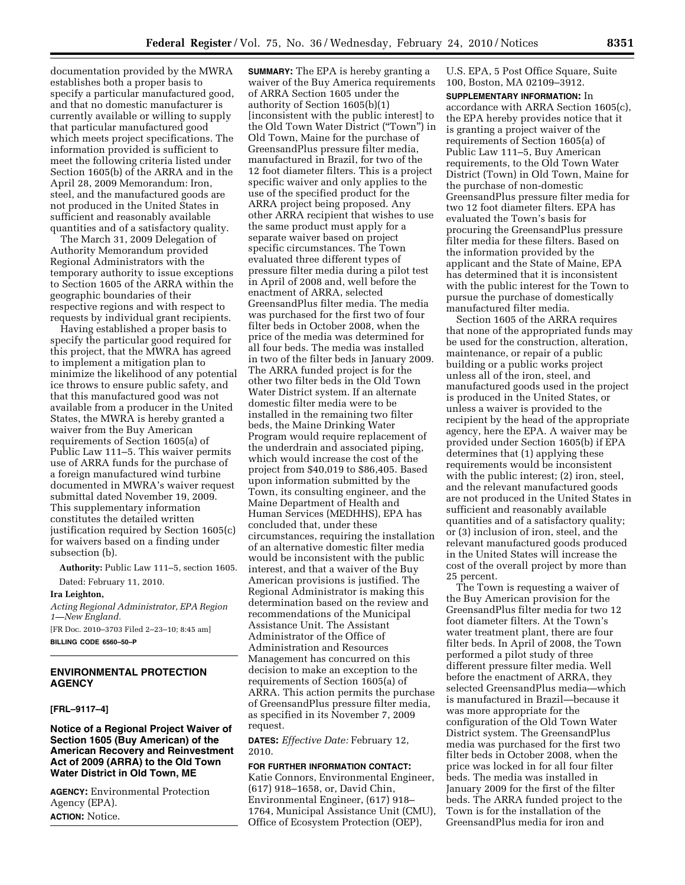documentation provided by the MWRA establishes both a proper basis to specify a particular manufactured good, and that no domestic manufacturer is currently available or willing to supply that particular manufactured good which meets project specifications. The information provided is sufficient to meet the following criteria listed under Section 1605(b) of the ARRA and in the April 28, 2009 Memorandum: Iron, steel, and the manufactured goods are not produced in the United States in sufficient and reasonably available quantities and of a satisfactory quality.

The March 31, 2009 Delegation of Authority Memorandum provided Regional Administrators with the temporary authority to issue exceptions to Section 1605 of the ARRA within the geographic boundaries of their respective regions and with respect to requests by individual grant recipients.

Having established a proper basis to specify the particular good required for this project, that the MWRA has agreed to implement a mitigation plan to minimize the likelihood of any potential ice throws to ensure public safety, and that this manufactured good was not available from a producer in the United States, the MWRA is hereby granted a waiver from the Buy American requirements of Section 1605(a) of Public Law 111–5. This waiver permits use of ARRA funds for the purchase of a foreign manufactured wind turbine documented in MWRA's waiver request submittal dated November 19, 2009. This supplementary information constitutes the detailed written justification required by Section 1605(c) for waivers based on a finding under subsection (b).

**Authority:** Public Law 111–5, section 1605.

Dated: February 11, 2010.

**Ira Leighton,**

*Acting Regional Administrator, EPA Region 1—New England.*

[FR Doc. 2010–3703 Filed 2–23–10; 8:45 am]

**BILLING CODE 6560–50–P**

---

## ENVIRONMENTAL PROTECTION AGENCY

**[FRL–9117–4]**

## Notice of a Regional Project Waiver of Section 1605 (Buy American) of the American Recovery and Reinvestment Act of 2009 (ARRA) to the Old Town Water District in Old Town, ME

**AGENCY:** Environmental Protection Agency (EPA).

**ACTION:** Notice.

**SUMMARY:** The EPA is hereby granting a waiver of the Buy America requirements of ARRA Section 1605 under the authority of Section 1605(b)(1) [inconsistent with the public interest] to the Old Town Water District ("Town") in Old Town, Maine for the purchase of GreensandPlus pressure filter media, manufactured in Brazil, for two of the 12 foot diameter filters. This is a project specific waiver and only applies to the use of the specified product for the ARRA project being proposed. Any other ARRA recipient that wishes to use the same product must apply for a separate waiver based on project specific circumstances. The Town evaluated three different types of pressure filter media during a pilot test in April of 2008 and, well before the enactment of ARRA, selected GreensandPlus filter media. The media was purchased for the first two of four filter beds in October 2008, when the price of the media was determined for all four beds. The media was installed in two of the filter beds in January 2009. The ARRA funded project is for the other two filter beds in the Old Town Water District system. If an alternate domestic filter media were to be installed in the remaining two filter beds, the Maine Drinking Water Program would require replacement of the underdrain and associated piping, which would increase the cost of the project from $40,019 to $86,405. Based upon information submitted by the Town, its consulting engineer, and the Maine Department of Health and Human Services (MEDHHS), EPA has concluded that, under these circumstances, requiring the installation of an alternative domestic filter media would be inconsistent with the public interest, and that a waiver of the Buy American provisions is justified. The Regional Administrator is making this determination based on the review and recommendations of the Municipal Assistance Unit. The Assistant Administrator of the Office of Administration and Resources Management has concurred on this decision to make an exception to the requirements of Section 1605(a) of ARRA. This action permits the purchase of GreensandPlus pressure filter media, as specified in its November 7, 2009 request.

**DATES:** *Effective Date:* February 12, 2010.

**FOR FURTHER INFORMATION CONTACT:** Katie Connors, Environmental Engineer, (617) 918–1658, or, David Chin, Environmental Engineer, (617) 918–1764, Municipal Assistance Unit (CMU), Office of Ecosystem Protection (OEP), U.S. EPA, 5 Post Office Square, Suite 100, Boston, MA 02109–3912.

**SUPPLEMENTARY INFORMATION:** In accordance with ARRA Section 1605(c), the EPA hereby provides notice that it is granting a project waiver of the requirements of Section 1605(a) of Public Law 111–5, Buy American requirements, to the Old Town Water District (Town) in Old Town, Maine for the purchase of non-domestic GreensandPlus pressure filter media for two 12 foot diameter filters. EPA has evaluated the Town's basis for procuring the GreensandPlus pressure filter media for these filters. Based on the information provided by the applicant and the State of Maine, EPA has determined that it is inconsistent with the public interest for the Town to pursue the purchase of domestically manufactured filter media.

Section 1605 of the ARRA requires that none of the appropriated funds may be used for the construction, alteration, maintenance, or repair of a public building or a public works project unless all of the iron, steel, and manufactured goods used in the project is produced in the United States, or unless a waiver is provided to the recipient by the head of the appropriate agency, here the EPA. A waiver may be provided under Section 1605(b) if EPA determines that (1) applying these requirements would be inconsistent with the public interest; (2) iron, steel, and the relevant manufactured goods are not produced in the United States in sufficient and reasonably available quantities and of a satisfactory quality; or (3) inclusion of iron, steel, and the relevant manufactured goods produced in the United States will increase the cost of the overall project by more than 25 percent.

The Town is requesting a waiver of the Buy American provision for the GreensandPlus filter media for two 12 foot diameter filters. At the Town's water treatment plant, there are four filter beds. In April of 2008, the Town performed a pilot study of three different pressure filter media. Well before the enactment of ARRA, they selected GreensandPlus media—which is manufactured in Brazil—because it was more appropriate for the configuration of the Old Town Water District system. The GreensandPlus media was purchased for the first two filter beds in October 2008, when the price was locked in for all four filter beds. The media was installed in January 2009 for the first of the filter beds. The ARRA funded project to the Town is for the installation of the GreensandPlus media for iron and